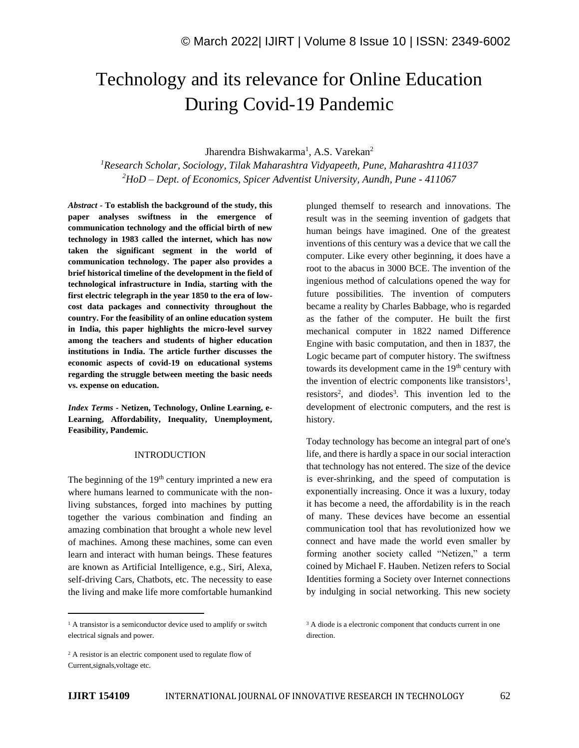# Technology and its relevance for Online Education During Covid-19 Pandemic

Jharendra Bishwakarma[1], A.S. Varekan[2]

[1]*Research Scholar, Sociology, Tilak Maharashtra Vidyapeeth, Pune, Maharashtra 411037*
[2]*HoD – Dept. of Economics, Spicer Adventist University, Aundh, Pune - 411067*

***Abstract* - To establish the background of the study, this paper analyses swiftness in the emergence of communication technology and the official birth of new technology in 1983 called the internet, which has now taken the significant segment in the world of communication technology. The paper also provides a brief historical timeline of the development in the field of technological infrastructure in India, starting with the first electric telegraph in the year 1850 to the era of low-cost data packages and connectivity throughout the country. For the feasibility of an online education system in India, this paper highlights the micro-level survey among the teachers and students of higher education institutions in India. The article further discusses the economic aspects of covid-19 on educational systems regarding the struggle between meeting the basic needs vs. expense on education.**

***Index Terms* - Netizen, Technology, Online Learning, e-Learning, Affordability, Inequality, Unemployment, Feasibility, Pandemic.**

## INTRODUCTION

The beginning of the 19th century imprinted a new era where humans learned to communicate with the non-living substances, forged into machines by putting together the various combination and finding an amazing combination that brought a whole new level of machines. Among these machines, some can even learn and interact with human beings. These features are known as Artificial Intelligence, e.g., Siri, Alexa, self-driving Cars, Chatbots, etc. The necessity to ease the living and make life more comfortable humankind plunged themself to research and innovations. The result was in the seeming invention of gadgets that human beings have imagined. One of the greatest inventions of this century was a device that we call the computer. Like every other beginning, it does have a root to the abacus in 3000 BCE. The invention of the ingenious method of calculations opened the way for future possibilities. The invention of computers became a reality by Charles Babbage, who is regarded as the father of the computer. He built the first mechanical computer in 1822 named Difference Engine with basic computation, and then in 1837, the Logic became part of computer history. The swiftness towards its development came in the 19th century with the invention of electric components like transistors[1], resistors[2], and diodes[3]. This invention led to the development of electronic computers, and the rest is history.

Today technology has become an integral part of one's life, and there is hardly a space in our social interaction that technology has not entered. The size of the device is ever-shrinking, and the speed of computation is exponentially increasing. Once it was a luxury, today it has become a need, the affordability is in the reach of many. These devices have become an essential communication tool that has revolutionized how we connect and have made the world even smaller by forming another society called "Netizen," a term coined by Michael F. Hauben. Netizen refers to Social Identities forming a Society over Internet connections by indulging in social networking. This new society

---

[1] A transistor is a semiconductor device used to amplify or switch electrical signals and power.

[2] A resistor is an electric component used to regulate flow of Current,signals,voltage etc.

[3] A diode is a electronic component that conducts current in one direction.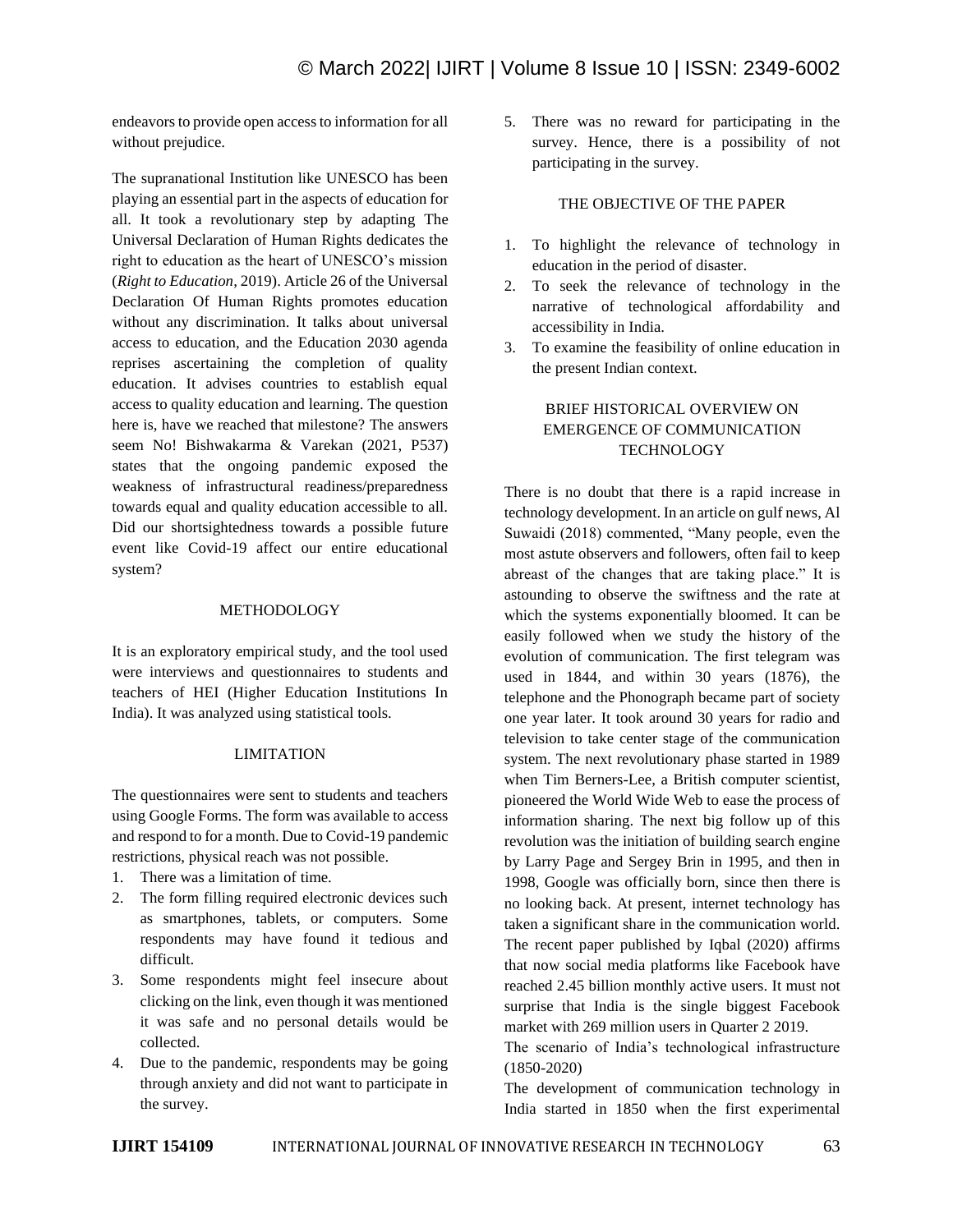endeavors to provide open access to information for all without prejudice.

The supranational Institution like UNESCO has been playing an essential part in the aspects of education for all. It took a revolutionary step by adapting The Universal Declaration of Human Rights dedicates the right to education as the heart of UNESCO's mission (*Right to Education*, 2019). Article 26 of the Universal Declaration Of Human Rights promotes education without any discrimination. It talks about universal access to education, and the Education 2030 agenda reprises ascertaining the completion of quality education. It advises countries to establish equal access to quality education and learning. The question here is, have we reached that milestone? The answers seem No! Bishwakarma & Varekan (2021, P537) states that the ongoing pandemic exposed the weakness of infrastructural readiness/preparedness towards equal and quality education accessible to all. Did our shortsightedness towards a possible future event like Covid-19 affect our entire educational system?

## METHODOLOGY

It is an exploratory empirical study, and the tool used were interviews and questionnaires to students and teachers of HEI (Higher Education Institutions In India). It was analyzed using statistical tools.

## LIMITATION

The questionnaires were sent to students and teachers using Google Forms. The form was available to access and respond to for a month. Due to Covid-19 pandemic restrictions, physical reach was not possible.

1. There was a limitation of time.
2. The form filling required electronic devices such as smartphones, tablets, or computers. Some respondents may have found it tedious and difficult.
3. Some respondents might feel insecure about clicking on the link, even though it was mentioned it was safe and no personal details would be collected.
4. Due to the pandemic, respondents may be going through anxiety and did not want to participate in the survey.
5. There was no reward for participating in the survey. Hence, there is a possibility of not participating in the survey.

## THE OBJECTIVE OF THE PAPER

1. To highlight the relevance of technology in education in the period of disaster.
2. To seek the relevance of technology in the narrative of technological affordability and accessibility in India.
3. To examine the feasibility of online education in the present Indian context.

## BRIEF HISTORICAL OVERVIEW ON EMERGENCE OF COMMUNICATION TECHNOLOGY

There is no doubt that there is a rapid increase in technology development. In an article on gulf news, Al Suwaidi (2018) commented, "Many people, even the most astute observers and followers, often fail to keep abreast of the changes that are taking place." It is astounding to observe the swiftness and the rate at which the systems exponentially bloomed. It can be easily followed when we study the history of the evolution of communication. The first telegram was used in 1844, and within 30 years (1876), the telephone and the Phonograph became part of society one year later. It took around 30 years for radio and television to take center stage of the communication system. The next revolutionary phase started in 1989 when Tim Berners-Lee, a British computer scientist, pioneered the World Wide Web to ease the process of information sharing. The next big follow up of this revolution was the initiation of building search engine by Larry Page and Sergey Brin in 1995, and then in 1998, Google was officially born, since then there is no looking back. At present, internet technology has taken a significant share in the communication world. The recent paper published by Iqbal (2020) affirms that now social media platforms like Facebook have reached 2.45 billion monthly active users. It must not surprise that India is the single biggest Facebook market with 269 million users in Quarter 2 2019.

The scenario of India's technological infrastructure (1850-2020)

The development of communication technology in India started in 1850 when the first experimental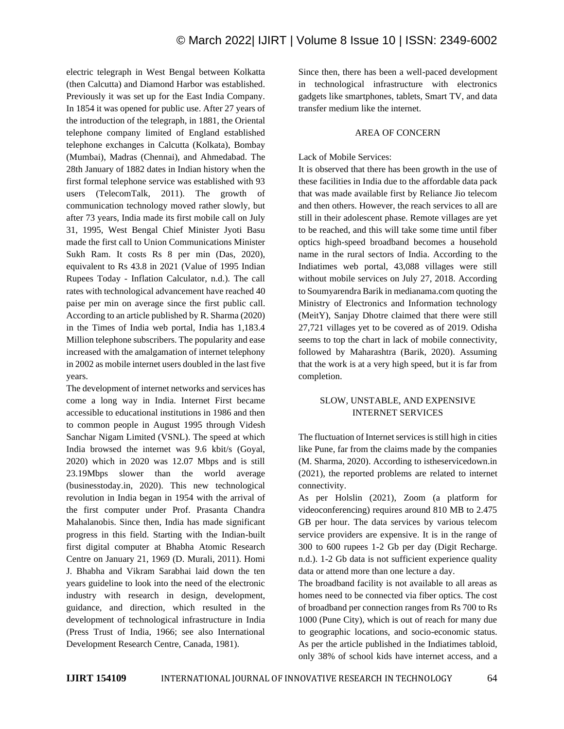electric telegraph in West Bengal between Kolkatta (then Calcutta) and Diamond Harbor was established. Previously it was set up for the East India Company. In 1854 it was opened for public use. After 27 years of the introduction of the telegraph, in 1881, the Oriental telephone company limited of England established telephone exchanges in Calcutta (Kolkata), Bombay (Mumbai), Madras (Chennai), and Ahmedabad. The 28th January of 1882 dates in Indian history when the first formal telephone service was established with 93 users (TelecomTalk, 2011). The growth of communication technology moved rather slowly, but after 73 years, India made its first mobile call on July 31, 1995, West Bengal Chief Minister Jyoti Basu made the first call to Union Communications Minister Sukh Ram. It costs Rs 8 per min (Das, 2020), equivalent to Rs 43.8 in 2021 (Value of 1995 Indian Rupees Today - Inflation Calculator, n.d.). The call rates with technological advancement have reached 40 paise per min on average since the first public call. According to an article published by R. Sharma (2020) in the Times of India web portal, India has 1,183.4 Million telephone subscribers. The popularity and ease increased with the amalgamation of internet telephony in 2002 as mobile internet users doubled in the last five years.

The development of internet networks and services has come a long way in India. Internet First became accessible to educational institutions in 1986 and then to common people in August 1995 through Videsh Sanchar Nigam Limited (VSNL). The speed at which India browsed the internet was 9.6 kbit/s (Goyal, 2020) which in 2020 was 12.07 Mbps and is still 23.19Mbps slower than the world average (businesstoday.in, 2020). This new technological revolution in India began in 1954 with the arrival of the first computer under Prof. Prasanta Chandra Mahalanobis. Since then, India has made significant progress in this field. Starting with the Indian-built first digital computer at Bhabha Atomic Research Centre on January 21, 1969 (D. Murali, 2011). Homi J. Bhabha and Vikram Sarabhai laid down the ten years guideline to look into the need of the electronic industry with research in design, development, guidance, and direction, which resulted in the development of technological infrastructure in India (Press Trust of India, 1966; see also International Development Research Centre, Canada, 1981).

Since then, there has been a well-paced development in technological infrastructure with electronics gadgets like smartphones, tablets, Smart TV, and data transfer medium like the internet.

## AREA OF CONCERN

Lack of Mobile Services:

It is observed that there has been growth in the use of these facilities in India due to the affordable data pack that was made available first by Reliance Jio telecom and then others. However, the reach services to all are still in their adolescent phase. Remote villages are yet to be reached, and this will take some time until fiber optics high-speed broadband becomes a household name in the rural sectors of India. According to the Indiatimes web portal, 43,088 villages were still without mobile services on July 27, 2018. According to Soumyarendra Barik in medianama.com quoting the Ministry of Electronics and Information technology (MeitY), Sanjay Dhotre claimed that there were still 27,721 villages yet to be covered as of 2019. Odisha seems to top the chart in lack of mobile connectivity, followed by Maharashtra (Barik, 2020). Assuming that the work is at a very high speed, but it is far from completion.

## SLOW, UNSTABLE, AND EXPENSIVE INTERNET SERVICES

The fluctuation of Internet services is still high in cities like Pune, far from the claims made by the companies (M. Sharma, 2020). According to istheservicedown.in (2021), the reported problems are related to internet connectivity.

As per Holslin (2021), Zoom (a platform for videoconferencing) requires around 810 MB to 2.475 GB per hour. The data services by various telecom service providers are expensive. It is in the range of 300 to 600 rupees 1-2 Gb per day (Digit Recharge. n.d.). 1-2 Gb data is not sufficient experience quality data or attend more than one lecture a day.

The broadband facility is not available to all areas as homes need to be connected via fiber optics. The cost of broadband per connection ranges from Rs 700 to Rs 1000 (Pune City), which is out of reach for many due to geographic locations, and socio-economic status. As per the article published in the Indiatimes tabloid, only 38% of school kids have internet access, and a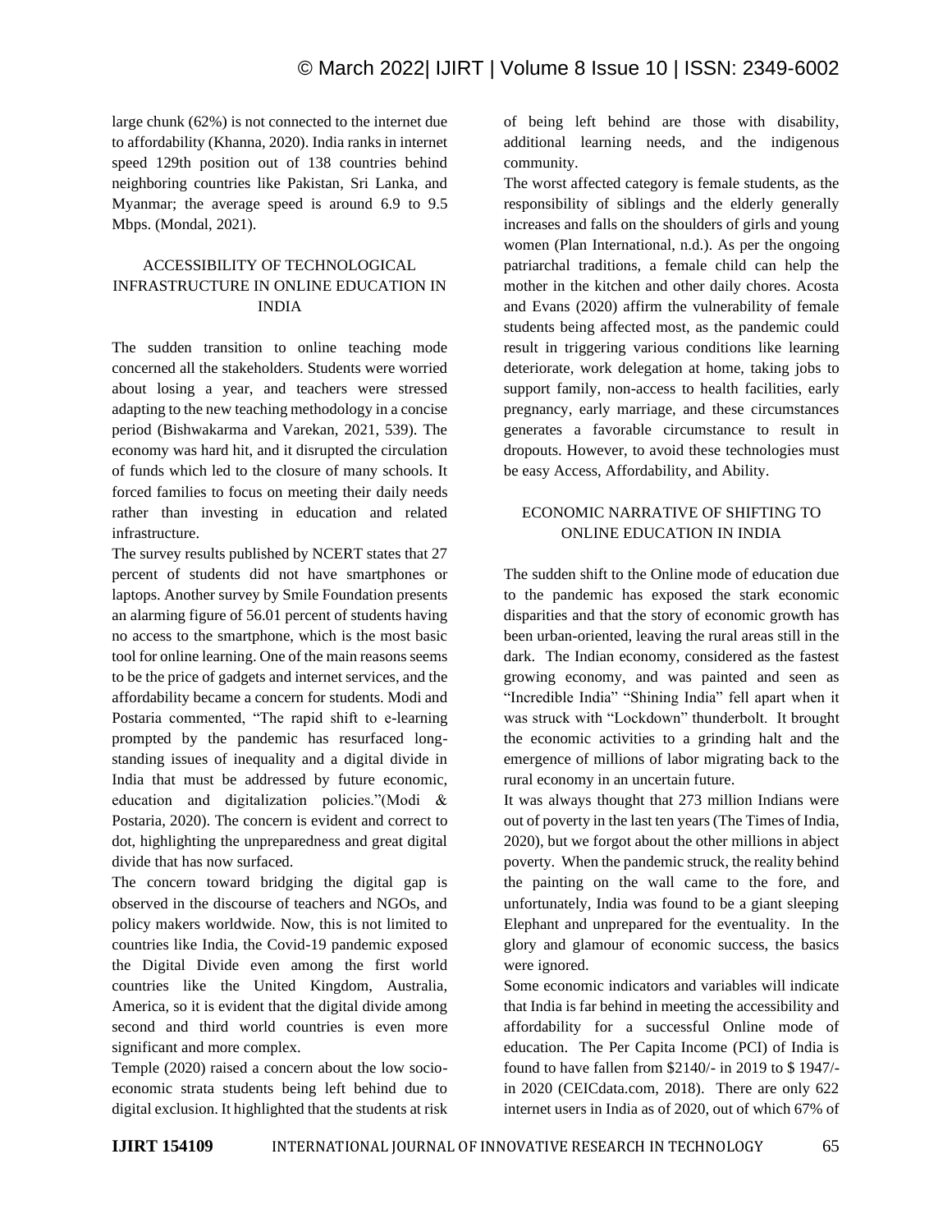large chunk (62%) is not connected to the internet due to affordability (Khanna, 2020). India ranks in internet speed 129th position out of 138 countries behind neighboring countries like Pakistan, Sri Lanka, and Myanmar; the average speed is around 6.9 to 9.5 Mbps. (Mondal, 2021).

## ACCESSIBILITY OF TECHNOLOGICAL INFRASTRUCTURE IN ONLINE EDUCATION IN INDIA

The sudden transition to online teaching mode concerned all the stakeholders. Students were worried about losing a year, and teachers were stressed adapting to the new teaching methodology in a concise period (Bishwakarma and Varekan, 2021, 539). The economy was hard hit, and it disrupted the circulation of funds which led to the closure of many schools. It forced families to focus on meeting their daily needs rather than investing in education and related infrastructure.

The survey results published by NCERT states that 27 percent of students did not have smartphones or laptops. Another survey by Smile Foundation presents an alarming figure of 56.01 percent of students having no access to the smartphone, which is the most basic tool for online learning. One of the main reasons seems to be the price of gadgets and internet services, and the affordability became a concern for students. Modi and Postaria commented, "The rapid shift to e-learning prompted by the pandemic has resurfaced long-standing issues of inequality and a digital divide in India that must be addressed by future economic, education and digitalization policies."(Modi & Postaria, 2020). The concern is evident and correct to dot, highlighting the unpreparedness and great digital divide that has now surfaced.

The concern toward bridging the digital gap is observed in the discourse of teachers and NGOs, and policy makers worldwide. Now, this is not limited to countries like India, the Covid-19 pandemic exposed the Digital Divide even among the first world countries like the United Kingdom, Australia, America, so it is evident that the digital divide among second and third world countries is even more significant and more complex.

Temple (2020) raised a concern about the low socio-economic strata students being left behind due to digital exclusion. It highlighted that the students at risk of being left behind are those with disability, additional learning needs, and the indigenous community.

The worst affected category is female students, as the responsibility of siblings and the elderly generally increases and falls on the shoulders of girls and young women (Plan International, n.d.). As per the ongoing patriarchal traditions, a female child can help the mother in the kitchen and other daily chores. Acosta and Evans (2020) affirm the vulnerability of female students being affected most, as the pandemic could result in triggering various conditions like learning deteriorate, work delegation at home, taking jobs to support family, non-access to health facilities, early pregnancy, early marriage, and these circumstances generates a favorable circumstance to result in dropouts. However, to avoid these technologies must be easy Access, Affordability, and Ability.

## ECONOMIC NARRATIVE OF SHIFTING TO ONLINE EDUCATION IN INDIA

The sudden shift to the Online mode of education due to the pandemic has exposed the stark economic disparities and that the story of economic growth has been urban-oriented, leaving the rural areas still in the dark. The Indian economy, considered as the fastest growing economy, and was painted and seen as "Incredible India" "Shining India" fell apart when it was struck with "Lockdown" thunderbolt. It brought the economic activities to a grinding halt and the emergence of millions of labor migrating back to the rural economy in an uncertain future.

It was always thought that 273 million Indians were out of poverty in the last ten years (The Times of India, 2020), but we forgot about the other millions in abject poverty. When the pandemic struck, the reality behind the painting on the wall came to the fore, and unfortunately, India was found to be a giant sleeping Elephant and unprepared for the eventuality. In the glory and glamour of economic success, the basics were ignored.

Some economic indicators and variables will indicate that India is far behind in meeting the accessibility and affordability for a successful Online mode of education. The Per Capita Income (PCI) of India is found to have fallen from $2140/- in 2019 to $ 1947/- in 2020 (CEICdata.com, 2018). There are only 622 internet users in India as of 2020, out of which 67% of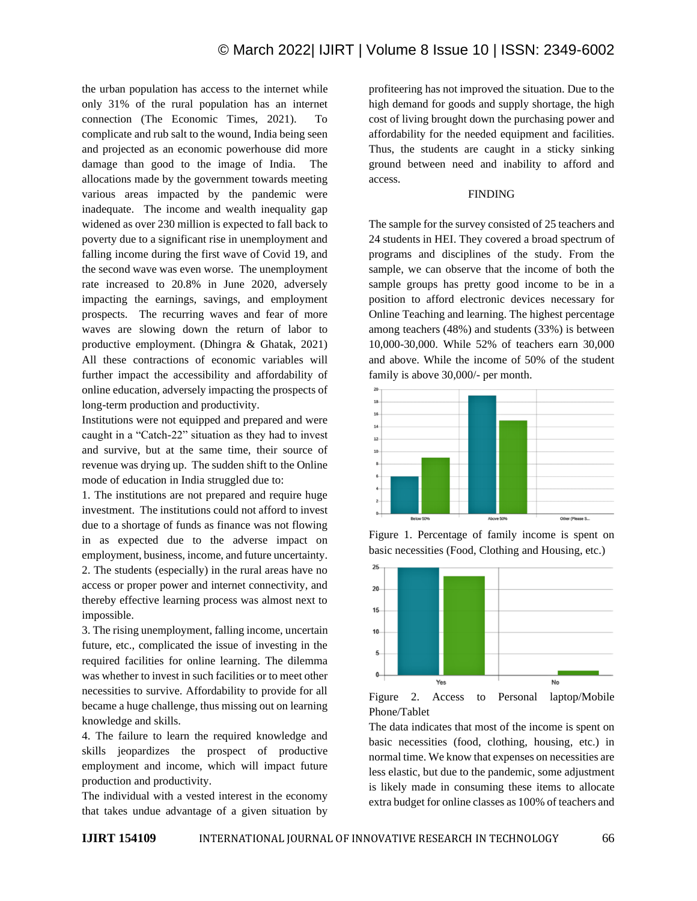the urban population has access to the internet while only 31% of the rural population has an internet connection (The Economic Times, 2021). To complicate and rub salt to the wound, India being seen and projected as an economic powerhouse did more damage than good to the image of India. The allocations made by the government towards meeting various areas impacted by the pandemic were inadequate. The income and wealth inequality gap widened as over 230 million is expected to fall back to poverty due to a significant rise in unemployment and falling income during the first wave of Covid 19, and the second wave was even worse. The unemployment rate increased to 20.8% in June 2020, adversely impacting the earnings, savings, and employment prospects. The recurring waves and fear of more waves are slowing down the return of labor to productive employment. (Dhingra & Ghatak, 2021) All these contractions of economic variables will further impact the accessibility and affordability of online education, adversely impacting the prospects of long-term production and productivity.

Institutions were not equipped and prepared and were caught in a "Catch-22" situation as they had to invest and survive, but at the same time, their source of revenue was drying up. The sudden shift to the Online mode of education in India struggled due to:

1. The institutions are not prepared and require huge investment. The institutions could not afford to invest due to a shortage of funds as finance was not flowing in as expected due to the adverse impact on employment, business, income, and future uncertainty.
2. The students (especially) in the rural areas have no access or proper power and internet connectivity, and thereby effective learning process was almost next to impossible.
3. The rising unemployment, falling income, uncertain future, etc., complicated the issue of investing in the required facilities for online learning. The dilemma was whether to invest in such facilities or to meet other necessities to survive. Affordability to provide for all became a huge challenge, thus missing out on learning knowledge and skills.
4. The failure to learn the required knowledge and skills jeopardizes the prospect of productive employment and income, which will impact future production and productivity.

The individual with a vested interest in the economy that takes undue advantage of a given situation by profiteering has not improved the situation. Due to the high demand for goods and supply shortage, the high cost of living brought down the purchasing power and affordability for the needed equipment and facilities. Thus, the students are caught in a sticky sinking ground between need and inability to afford and access.

## FINDING

The sample for the survey consisted of 25 teachers and 24 students in HEI. They covered a broad spectrum of programs and disciplines of the study. From the sample, we can observe that the income of both the sample groups has pretty good income to be in a position to afford electronic devices necessary for Online Teaching and learning. The highest percentage among teachers (48%) and students (33%) is between 10,000-30,000. While 52% of teachers earn 30,000 and above. While the income of 50% of the student family is above 30,000/- per month.

Figure 1. Percentage of family income is spent on basic necessities (Food, Clothing and Housing, etc.)

Figure 2. Access to Personal laptop/Mobile Phone/Tablet

The data indicates that most of the income is spent on basic necessities (food, clothing, housing, etc.) in normal time. We know that expenses on necessities are less elastic, but due to the pandemic, some adjustment is likely made in consuming these items to allocate extra budget for online classes as 100% of teachers and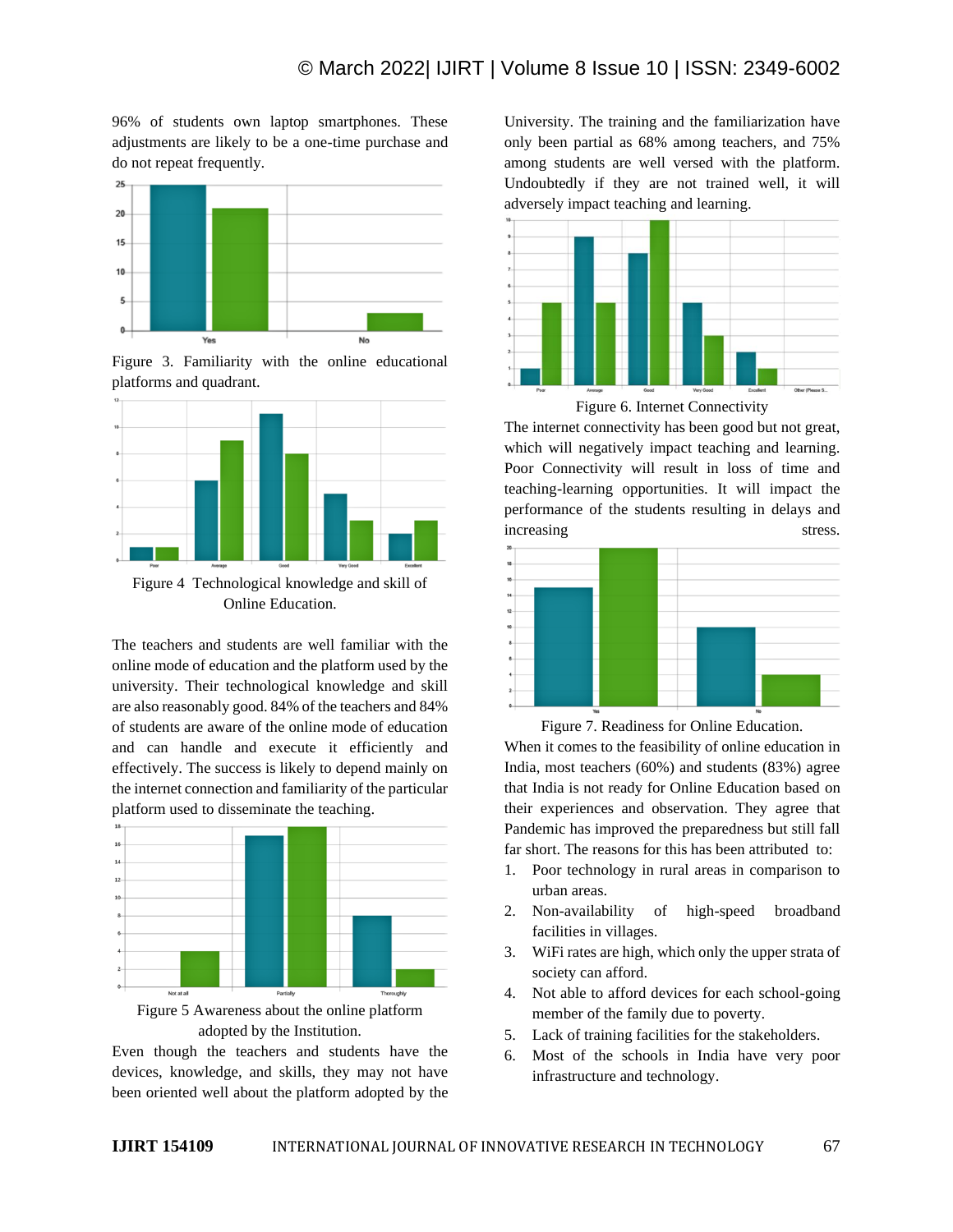96% of students own laptop smartphones. These adjustments are likely to be a one-time purchase and do not repeat frequently.

Figure 3. Familiarity with the online educational platforms and quadrant.

Figure 4 Technological knowledge and skill of Online Education.

The teachers and students are well familiar with the online mode of education and the platform used by the university. Their technological knowledge and skill are also reasonably good. 84% of the teachers and 84% of students are aware of the online mode of education and can handle and execute it efficiently and effectively. The success is likely to depend mainly on the internet connection and familiarity of the particular platform used to disseminate the teaching.

Figure 5 Awareness about the online platform adopted by the Institution.

Even though the teachers and students have the devices, knowledge, and skills, they may not have been oriented well about the platform adopted by the University. The training and the familiarization have only been partial as 68% among teachers, and 75% among students are well versed with the platform. Undoubtedly if they are not trained well, it will adversely impact teaching and learning.

Figure 6. Internet Connectivity

The internet connectivity has been good but not great, which will negatively impact teaching and learning. Poor Connectivity will result in loss of time and teaching-learning opportunities. It will impact the performance of the students resulting in delays and increasing stress.

Figure 7. Readiness for Online Education.

When it comes to the feasibility of online education in India, most teachers (60%) and students (83%) agree that India is not ready for Online Education based on their experiences and observation. They agree that Pandemic has improved the preparedness but still fall far short. The reasons for this has been attributed to:

1. Poor technology in rural areas in comparison to urban areas.
2. Non-availability of high-speed broadband facilities in villages.
3. WiFi rates are high, which only the upper strata of society can afford.
4. Not able to afford devices for each school-going member of the family due to poverty.
5. Lack of training facilities for the stakeholders.
6. Most of the schools in India have very poor infrastructure and technology.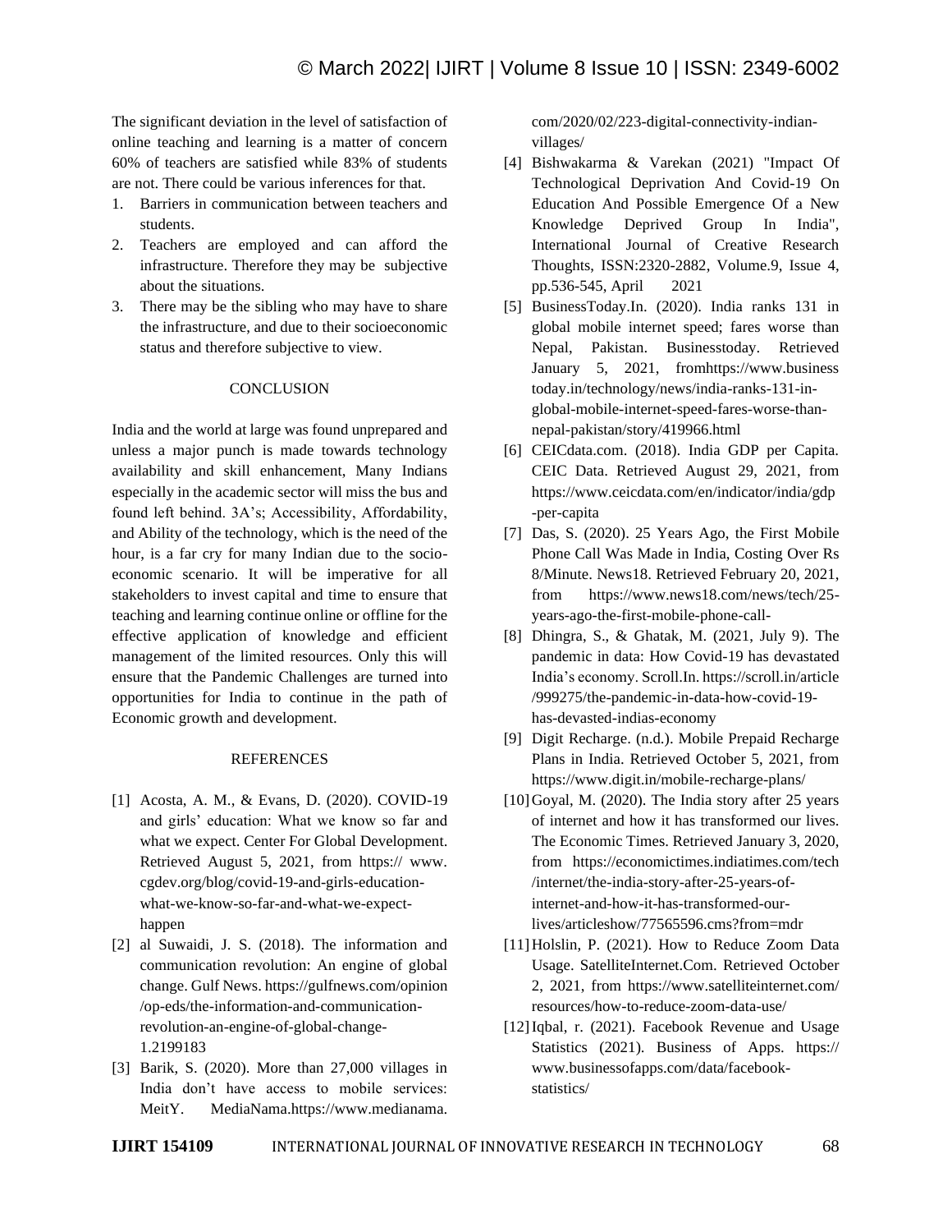The significant deviation in the level of satisfaction of online teaching and learning is a matter of concern 60% of teachers are satisfied while 83% of students are not. There could be various inferences for that.

1. Barriers in communication between teachers and students.
2. Teachers are employed and can afford the infrastructure. Therefore they may be subjective about the situations.
3. There may be the sibling who may have to share the infrastructure, and due to their socioeconomic status and therefore subjective to view.

## CONCLUSION

India and the world at large was found unprepared and unless a major punch is made towards technology availability and skill enhancement, Many Indians especially in the academic sector will miss the bus and found left behind. 3A's; Accessibility, Affordability, and Ability of the technology, which is the need of the hour, is a far cry for many Indian due to the socio-economic scenario. It will be imperative for all stakeholders to invest capital and time to ensure that teaching and learning continue online or offline for the effective application of knowledge and efficient management of the limited resources. Only this will ensure that the Pandemic Challenges are turned into opportunities for India to continue in the path of Economic growth and development.

## REFERENCES

[1] Acosta, A. M., & Evans, D. (2020). COVID-19 and girls' education: What we know so far and what we expect. Center For Global Development. Retrieved August 5, 2021, from https:// www.cgdev.org/blog/covid-19-and-girls-education-what-we-know-so-far-and-what-we-expect-happen

[2] al Suwaidi, J. S. (2018). The information and communication revolution: An engine of global change. Gulf News. https://gulfnews.com/opinion/op-eds/the-information-and-communication-revolution-an-engine-of-global-change-1.2199183

[3] Barik, S. (2020). More than 27,000 villages in India don't have access to mobile services: MeitY. MediaNama.https://www.medianama.com/2020/02/223-digital-connectivity-indian-villages/

[4] Bishwakarma & Varekan (2021) "Impact Of Technological Deprivation And Covid-19 On Education And Possible Emergence Of a New Knowledge Deprived Group In India", International Journal of Creative Research Thoughts, ISSN:2320-2882, Volume.9, Issue 4, pp.536-545, April 2021

[5] BusinessToday.In. (2020). India ranks 131 in global mobile internet speed; fares worse than Nepal, Pakistan. Businesstoday. Retrieved January 5, 2021, fromhttps://www.businesstoday.in/technology/news/india-ranks-131-in-global-mobile-internet-speed-fares-worse-than-nepal-pakistan/story/419966.html

[6] CEICdata.com. (2018). India GDP per Capita. CEIC Data. Retrieved August 29, 2021, from https://www.ceicdata.com/en/indicator/india/gdp-per-capita

[7] Das, S. (2020). 25 Years Ago, the First Mobile Phone Call Was Made in India, Costing Over Rs 8/Minute. News18. Retrieved February 20, 2021, from https://www.news18.com/news/tech/25-years-ago-the-first-mobile-phone-call-

[8] Dhingra, S., & Ghatak, M. (2021, July 9). The pandemic in data: How Covid-19 has devastated India's economy. Scroll.In. https://scroll.in/article/999275/the-pandemic-in-data-how-covid-19-has-devasted-indias-economy

[9] Digit Recharge. (n.d.). Mobile Prepaid Recharge Plans in India. Retrieved October 5, 2021, from https://www.digit.in/mobile-recharge-plans/

[10] Goyal, M. (2020). The India story after 25 years of internet and how it has transformed our lives. The Economic Times. Retrieved January 3, 2020, from https://economictimes.indiatimes.com/tech/internet/the-india-story-after-25-years-of-internet-and-how-it-has-transformed-our-lives/articleshow/77565596.cms?from=mdr

[11] Holslin, P. (2021). How to Reduce Zoom Data Usage. SatelliteInternet.Com. Retrieved October 2, 2021, from https://www.satelliteinternet.com/resources/how-to-reduce-zoom-data-use/

[12] Iqbal, r. (2021). Facebook Revenue and Usage Statistics (2021). Business of Apps. https:// www.businessofapps.com/data/facebook-statistics/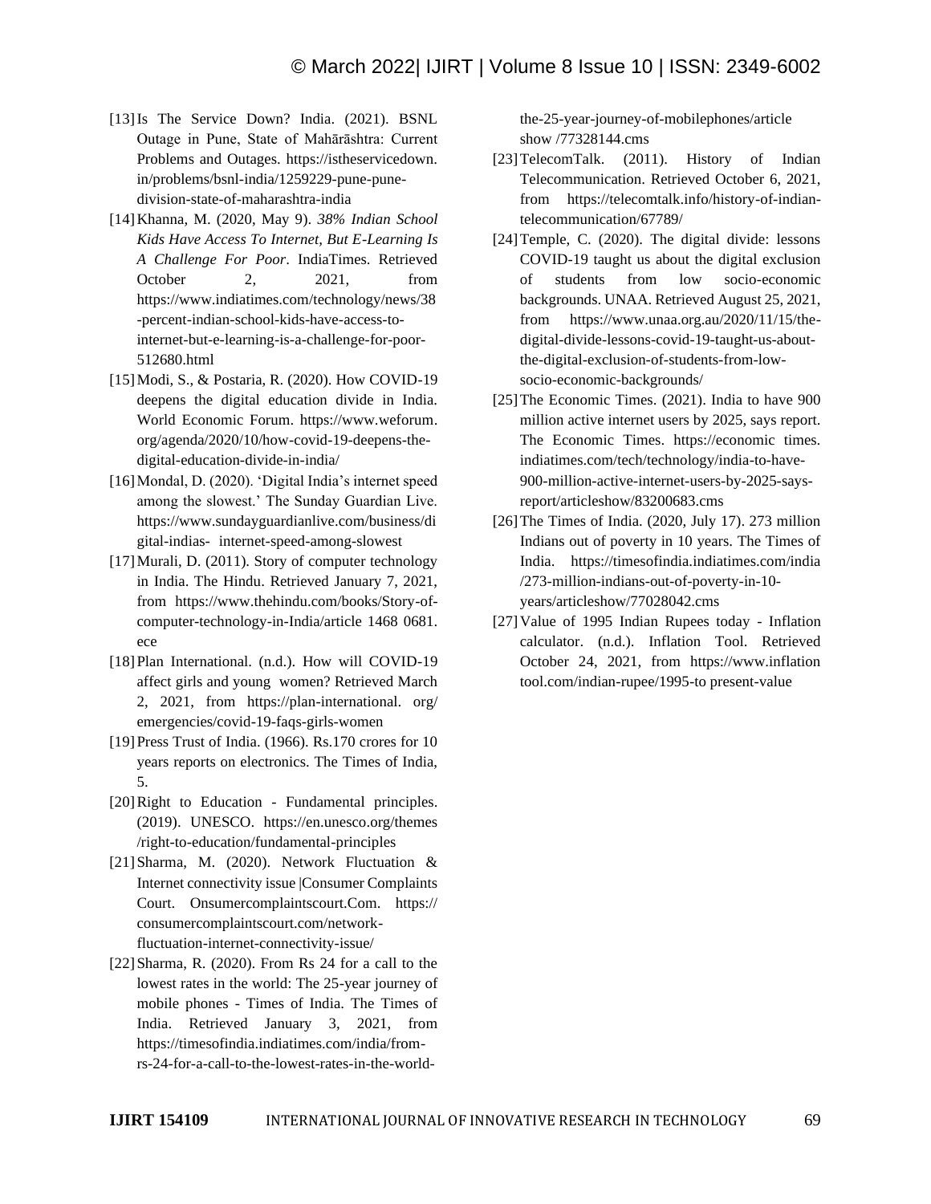[13] Is The Service Down? India. (2021). BSNL Outage in Pune, State of Mahārāshtra: Current Problems and Outages. https://istheservicedown.in/problems/bsnl-india/1259229-pune-pune-division-state-of-maharashtra-india

[14] Khanna, M. (2020, May 9). *38% Indian School Kids Have Access To Internet, But E-Learning Is A Challenge For Poor*. IndiaTimes. Retrieved October 2, 2021, from https://www.indiatimes.com/technology/news/38-percent-indian-school-kids-have-access-to-internet-but-e-learning-is-a-challenge-for-poor-512680.html

[15] Modi, S., & Postaria, R. (2020). How COVID-19 deepens the digital education divide in India. World Economic Forum. https://www.weforum.org/agenda/2020/10/how-covid-19-deepens-the-digital-education-divide-in-india/

[16] Mondal, D. (2020). 'Digital India's internet speed among the slowest.' The Sunday Guardian Live. https://www.sundayguardianlive.com/business/digital-indias- internet-speed-among-slowest

[17] Murali, D. (2011). Story of computer technology in India. The Hindu. Retrieved January 7, 2021, from https://www.thehindu.com/books/Story-of-computer-technology-in-India/article 1468 0681.ece

[18] Plan International. (n.d.). How will COVID-19 affect girls and young women? Retrieved March 2, 2021, from https://plan-international. org/ emergencies/covid-19-faqs-girls-women

[19] Press Trust of India. (1966). Rs.170 crores for 10 years reports on electronics. The Times of India, 5.

[20] Right to Education - Fundamental principles. (2019). UNESCO. https://en.unesco.org/themes /right-to-education/fundamental-principles

[21] Sharma, M. (2020). Network Fluctuation & Internet connectivity issue |Consumer Complaints Court. Onsumercomplaintscourt.Com. https:// consumercomplaintscourt.com/network-fluctuation-internet-connectivity-issue/

[22] Sharma, R. (2020). From Rs 24 for a call to the lowest rates in the world: The 25-year journey of mobile phones - Times of India. The Times of India. Retrieved January 3, 2021, from https://timesofindia.indiatimes.com/india/from-rs-24-for-a-call-to-the-lowest-rates-in-the-world-the-25-year-journey-of-mobilephones/article show /77328144.cms

[23] TelecomTalk. (2011). History of Indian Telecommunication. Retrieved October 6, 2021, from https://telecomtalk.info/history-of-indian-telecommunication/67789/

[24] Temple, C. (2020). The digital divide: lessons COVID-19 taught us about the digital exclusion of students from low socio-economic backgrounds. UNAA. Retrieved August 25, 2021, from https://www.unaa.org.au/2020/11/15/the-digital-divide-lessons-covid-19-taught-us-about-the-digital-exclusion-of-students-from-low-socio-economic-backgrounds/

[25] The Economic Times. (2021). India to have 900 million active internet users by 2025, says report. The Economic Times. https://economic times. indiatimes.com/tech/technology/india-to-have-900-million-active-internet-users-by-2025-says-report/articleshow/83200683.cms

[26] The Times of India. (2020, July 17). 273 million Indians out of poverty in 10 years. The Times of India. https://timesofindia.indiatimes.com/india /273-million-indians-out-of-poverty-in-10-years/articleshow/77028042.cms

[27] Value of 1995 Indian Rupees today - Inflation calculator. (n.d.). Inflation Tool. Retrieved October 24, 2021, from https://www.inflation tool.com/indian-rupee/1995-to present-value